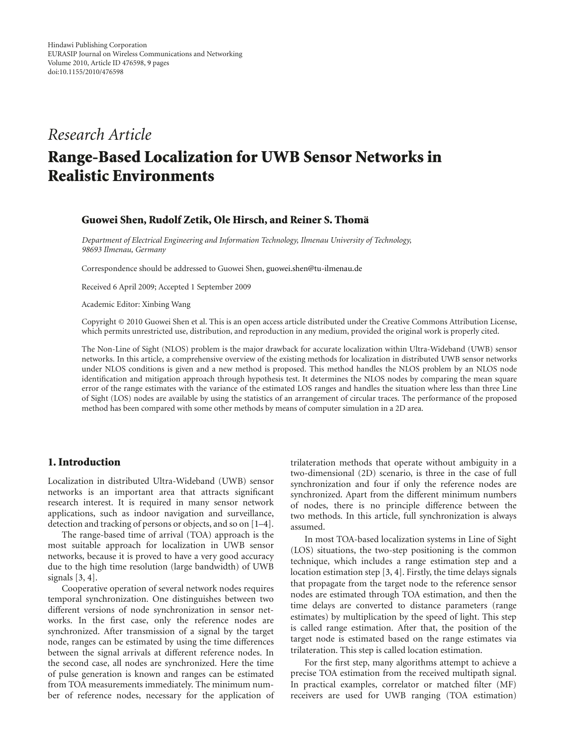Hindawi Publishing Corporation
EURASIP Journal on Wireless Communications and Networking
Volume 2010, Article ID 476598, 9 pages
doi:10.1155/2010/476598

*Research Article*

# Range-Based Localization for UWB Sensor Networks in Realistic Environments

**Guowei Shen, Rudolf Zetik, Ole Hirsch, and Reiner S. Thomä**

*Department of Electrical Engineering and Information Technology, Ilmenau University of Technology, 98693 Ilmenau, Germany*

Correspondence should be addressed to Guowei Shen, guowei.shen@tu-ilmenau.de

Received 6 April 2009; Accepted 1 September 2009

Academic Editor: Xinbing Wang

Copyright © 2010 Guowei Shen et al. This is an open access article distributed under the Creative Commons Attribution License, which permits unrestricted use, distribution, and reproduction in any medium, provided the original work is properly cited.

The Non-Line of Sight (NLOS) problem is the major drawback for accurate localization within Ultra-Wideband (UWB) sensor networks. In this article, a comprehensive overview of the existing methods for localization in distributed UWB sensor networks under NLOS conditions is given and a new method is proposed. This method handles the NLOS problem by an NLOS node identification and mitigation approach through hypothesis test. It determines the NLOS nodes by comparing the mean square error of the range estimates with the variance of the estimated LOS ranges and handles the situation where less than three Line of Sight (LOS) nodes are available by using the statistics of an arrangement of circular traces. The performance of the proposed method has been compared with some other methods by means of computer simulation in a 2D area.

## 1. Introduction

Localization in distributed Ultra-Wideband (UWB) sensor networks is an important area that attracts significant research interest. It is required in many sensor network applications, such as indoor navigation and surveillance, detection and tracking of persons or objects, and so on [1–4].

The range-based time of arrival (TOA) approach is the most suitable approach for localization in UWB sensor networks, because it is proved to have a very good accuracy due to the high time resolution (large bandwidth) of UWB signals [3, 4].

Cooperative operation of several network nodes requires temporal synchronization. One distinguishes between two different versions of node synchronization in sensor networks. In the first case, only the reference nodes are synchronized. After transmission of a signal by the target node, ranges can be estimated by using the time differences between the signal arrivals at different reference nodes. In the second case, all nodes are synchronized. Here the time of pulse generation is known and ranges can be estimated from TOA measurements immediately. The minimum number of reference nodes, necessary for the application of trilateration methods that operate without ambiguity in a two-dimensional (2D) scenario, is three in the case of full synchronization and four if only the reference nodes are synchronized. Apart from the different minimum numbers of nodes, there is no principle difference between the two methods. In this article, full synchronization is always assumed.

In most TOA-based localization systems in Line of Sight (LOS) situations, the two-step positioning is the common technique, which includes a range estimation step and a location estimation step [3, 4]. Firstly, the time delays signals that propagate from the target node to the reference sensor nodes are estimated through TOA estimation, and then the time delays are converted to distance parameters (range estimates) by multiplication by the speed of light. This step is called range estimation. After that, the position of the target node is estimated based on the range estimates via trilateration. This step is called location estimation.

For the first step, many algorithms attempt to achieve a precise TOA estimation from the received multipath signal. In practical examples, correlator or matched filter (MF) receivers are used for UWB ranging (TOA estimation)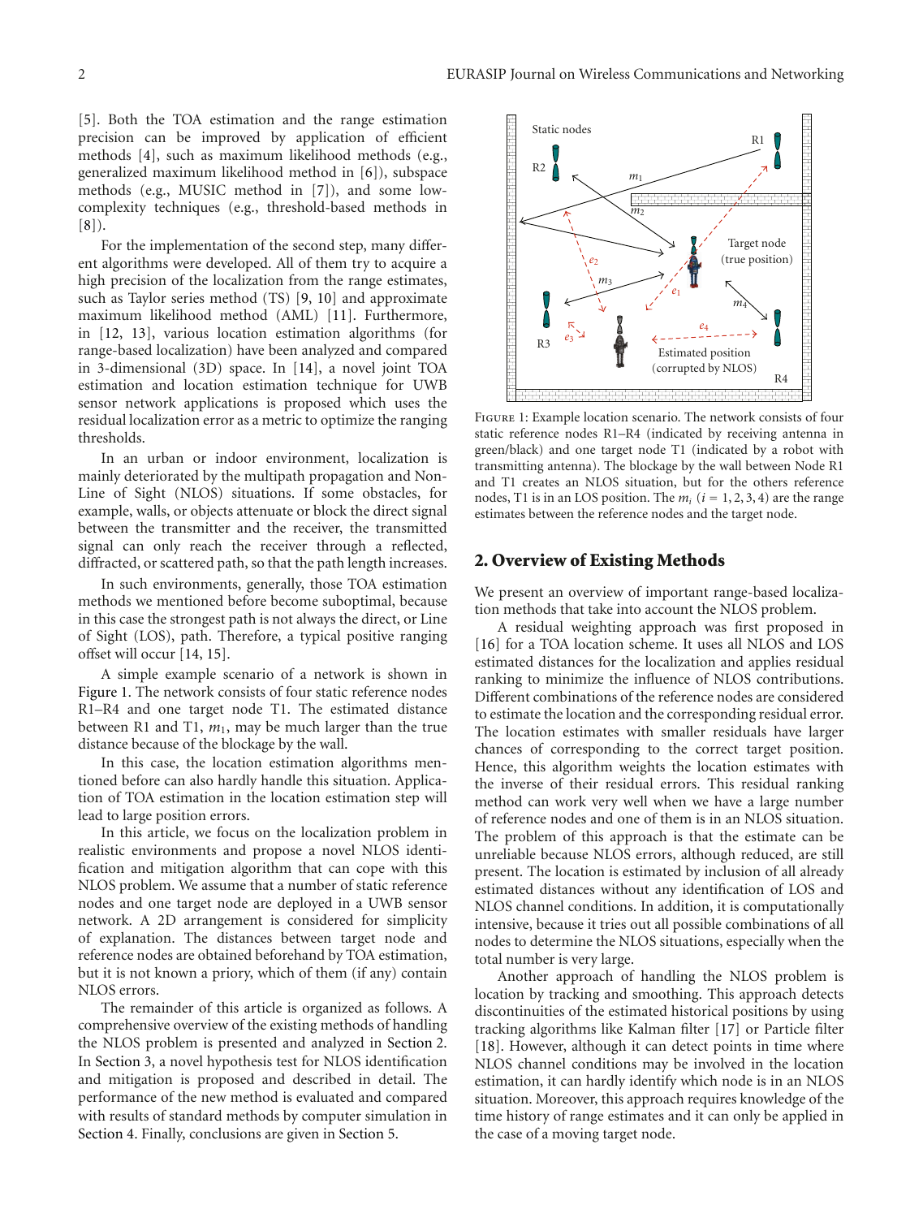[5]. Both the TOA estimation and the range estimation precision can be improved by application of efficient methods [4], such as maximum likelihood methods (e.g., generalized maximum likelihood method in [6]), subspace methods (e.g., MUSIC method in [7]), and some low-complexity techniques (e.g., threshold-based methods in [8]).

For the implementation of the second step, many different algorithms were developed. All of them try to acquire a high precision of the localization from the range estimates, such as Taylor series method (TS) [9, 10] and approximate maximum likelihood method (AML) [11]. Furthermore, in [12, 13], various location estimation algorithms (for range-based localization) have been analyzed and compared in 3-dimensional (3D) space. In [14], a novel joint TOA estimation and location estimation technique for UWB sensor network applications is proposed which uses the residual localization error as a metric to optimize the ranging thresholds.

In an urban or indoor environment, localization is mainly deteriorated by the multipath propagation and Non-Line of Sight (NLOS) situations. If some obstacles, for example, walls, or objects attenuate or block the direct signal between the transmitter and the receiver, the transmitted signal can only reach the receiver through a reflected, diffracted, or scattered path, so that the path length increases.

In such environments, generally, those TOA estimation methods we mentioned before become suboptimal, because in this case the strongest path is not always the direct, or Line of Sight (LOS), path. Therefore, a typical positive ranging offset will occur [14, 15].

A simple example scenario of a network is shown in Figure 1. The network consists of four static reference nodes R1–R4 and one target node T1. The estimated distance between R1 and T1, $m_1$, may be much larger than the true distance because of the blockage by the wall.

In this case, the location estimation algorithms mentioned before can also hardly handle this situation. Application of TOA estimation in the location estimation step will lead to large position errors.

In this article, we focus on the localization problem in realistic environments and propose a novel NLOS identification and mitigation algorithm that can cope with this NLOS problem. We assume that a number of static reference nodes and one target node are deployed in a UWB sensor network. A 2D arrangement is considered for simplicity of explanation. The distances between target node and reference nodes are obtained beforehand by TOA estimation, but it is not known a priory, which of them (if any) contain NLOS errors.

The remainder of this article is organized as follows. A comprehensive overview of the existing methods of handling the NLOS problem is presented and analyzed in Section 2. In Section 3, a novel hypothesis test for NLOS identification and mitigation is proposed and described in detail. The performance of the new method is evaluated and compared with results of standard methods by computer simulation in Section 4. Finally, conclusions are given in Section 5.

Figure 1: Example location scenario. The network consists of four static reference nodes R1–R4 (indicated by receiving antenna in green/black) and one target node T1 (indicated by a robot with transmitting antenna). The blockage by the wall between Node R1 and T1 creates an NLOS situation, but for the others reference nodes, T1 is in an LOS position. The $m_i$ ($i = 1, 2, 3, 4$) are the range estimates between the reference nodes and the target node.

## 2. Overview of Existing Methods

We present an overview of important range-based localization methods that take into account the NLOS problem.

A residual weighting approach was first proposed in [16] for a TOA location scheme. It uses all NLOS and LOS estimated distances for the localization and applies residual ranking to minimize the influence of NLOS contributions. Different combinations of the reference nodes are considered to estimate the location and the corresponding residual error. The location estimates with smaller residuals have larger chances of corresponding to the correct target position. Hence, this algorithm weights the location estimates with the inverse of their residual errors. This residual ranking method can work very well when we have a large number of reference nodes and one of them is in an NLOS situation. The problem of this approach is that the estimate can be unreliable because NLOS errors, although reduced, are still present. The location is estimated by inclusion of all already estimated distances without any identification of LOS and NLOS channel conditions. In addition, it is computationally intensive, because it tries out all possible combinations of all nodes to determine the NLOS situations, especially when the total number is very large.

Another approach of handling the NLOS problem is location by tracking and smoothing. This approach detects discontinuities of the estimated historical positions by using tracking algorithms like Kalman filter [17] or Particle filter [18]. However, although it can detect points in time where NLOS channel conditions may be involved in the location estimation, it can hardly identify which node is in an NLOS situation. Moreover, this approach requires knowledge of the time history of range estimates and it can only be applied in the case of a moving target node.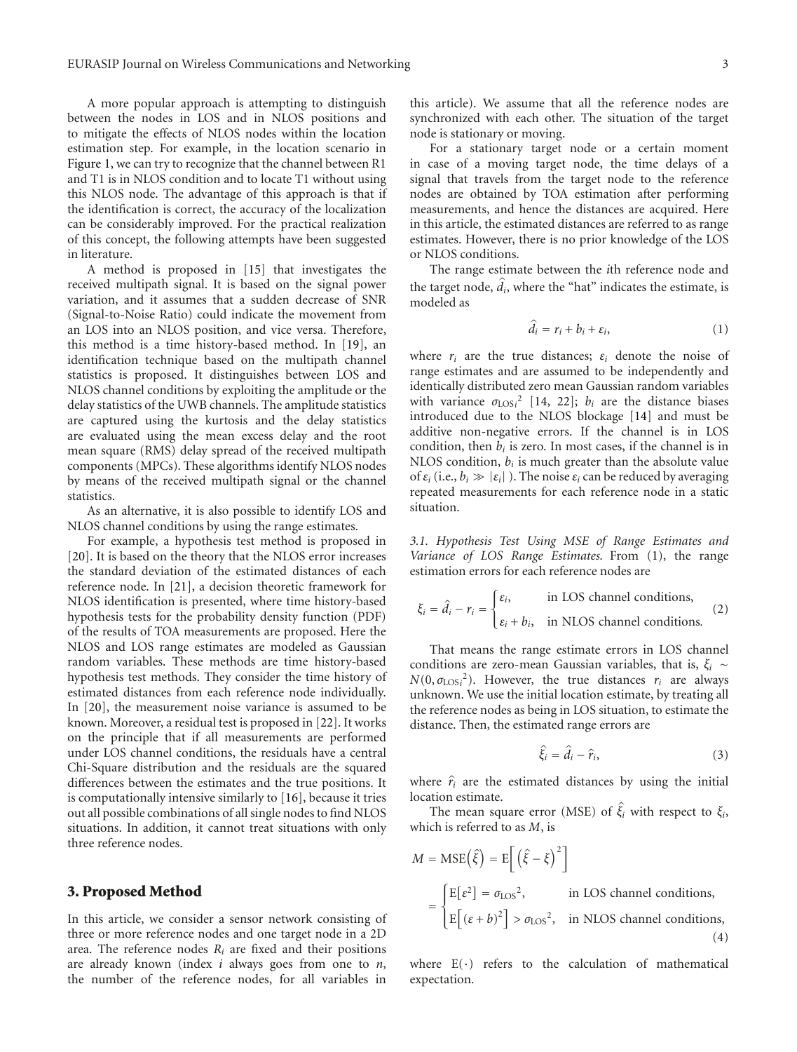A more popular approach is attempting to distinguish between the nodes in LOS and in NLOS positions and to mitigate the effects of NLOS nodes within the location estimation step. For example, in the location scenario in Figure 1, we can try to recognize that the channel between R1 and T1 is in NLOS condition and to locate T1 without using this NLOS node. The advantage of this approach is that if the identification is correct, the accuracy of the localization can be considerably improved. For the practical realization of this concept, the following attempts have been suggested in literature.

A method is proposed in [15] that investigates the received multipath signal. It is based on the signal power variation, and it assumes that a sudden decrease of SNR (Signal-to-Noise Ratio) could indicate the movement from an LOS into an NLOS position, and vice versa. Therefore, this method is a time history-based method. In [19], an identification technique based on the multipath channel statistics is proposed. It distinguishes between LOS and NLOS channel conditions by exploiting the amplitude or the delay statistics of the UWB channels. The amplitude statistics are captured using the kurtosis and the delay statistics are evaluated using the mean excess delay and the root mean square (RMS) delay spread of the received multipath components (MPCs). These algorithms identify NLOS nodes by means of the received multipath signal or the channel statistics.

As an alternative, it is also possible to identify LOS and NLOS channel conditions by using the range estimates.

For example, a hypothesis test method is proposed in [20]. It is based on the theory that the NLOS error increases the standard deviation of the estimated distances of each reference node. In [21], a decision theoretic framework for NLOS identification is presented, where time history-based hypothesis tests for the probability density function (PDF) of the results of TOA measurements are proposed. Here the NLOS and LOS range estimates are modeled as Gaussian random variables. These methods are time history-based hypothesis test methods. They consider the time history of estimated distances from each reference node individually. In [20], the measurement noise variance is assumed to be known. Moreover, a residual test is proposed in [22]. It works on the principle that if all measurements are performed under LOS channel conditions, the residuals have a central Chi-Square distribution and the residuals are the squared differences between the estimates and the true positions. It is computationally intensive similarly to [16], because it tries out all possible combinations of all single nodes to find NLOS situations. In addition, it cannot treat situations with only three reference nodes.

## 3. Proposed Method

In this article, we consider a sensor network consisting of three or more reference nodes and one target node in a 2D area. The reference nodes $R_i$ are fixed and their positions are already known (index $i$ always goes from one to $n$, the number of the reference nodes, for all variables in this article). We assume that all the reference nodes are synchronized with each other. The situation of the target node is stationary or moving.

For a stationary target node or a certain moment in case of a moving target node, the time delays of a signal that travels from the target node to the reference nodes are obtained by TOA estimation after performing measurements, and hence the distances are acquired. Here in this article, the estimated distances are referred to as range estimates. However, there is no prior knowledge of the LOS or NLOS conditions.

The range estimate between the $i$th reference node and the target node, $\hat{d}_i$, where the "hat" indicates the estimate, is modeled as

$$\hat{d}_i = r_i + b_i + \varepsilon_i, \tag{1}$$

where $r_i$ are the true distances; $\varepsilon_i$ denote the noise of range estimates and are assumed to be independently and identically distributed zero mean Gaussian random variables with variance $\sigma_{\text{LOS}i}{}^2$ [14, 22]; $b_i$ are the distance biases introduced due to the NLOS blockage [14] and must be additive non-negative errors. If the channel is in LOS condition, then $b_i$ is zero. In most cases, if the channel is in NLOS condition, $b_i$ is much greater than the absolute value of $\varepsilon_i$ (i.e., $b_i \gg |\varepsilon_i|$ ). The noise $\varepsilon_i$ can be reduced by averaging repeated measurements for each reference node in a static situation.

*3.1. Hypothesis Test Using MSE of Range Estimates and Variance of LOS Range Estimates.* From (1), the range estimation errors for each reference nodes are

$$\xi_i = \hat{d}_i - r_i = \begin{cases} \varepsilon_i, & \text{in LOS channel conditions,} \\ \varepsilon_i + b_i, & \text{in NLOS channel conditions.} \end{cases} \tag{2}$$

That means the range estimate errors in LOS channel conditions are zero-mean Gaussian variables, that is, $\xi_i \sim N(0, \sigma_{\text{LOS}i}{}^2)$. However, the true distances $r_i$ are always unknown. We use the initial location estimate, by treating all the reference nodes as being in LOS situation, to estimate the distance. Then, the estimated range errors are

$$\hat{\xi}_i = \hat{d}_i - \hat{r}_i, \tag{3}$$

where $\hat{r}_i$ are the estimated distances by using the initial location estimate.

The mean square error (MSE) of $\hat{\xi}_i$ with respect to $\xi_i$, which is referred to as $M$, is

$$\begin{aligned} M = \text{MSE}\left(\hat{\xi}\right) &= \text{E}\left[\left(\hat{\xi} - \xi\right)^2\right] \\ &= \begin{cases} \text{E}\left[\varepsilon^2\right] = \sigma_{\text{LOS}}{}^2, & \text{in LOS channel conditions,} \\ \text{E}\left[(\varepsilon + b)^2\right] > \sigma_{\text{LOS}}{}^2, & \text{in NLOS channel conditions,} \end{cases} \end{aligned} \tag{4}$$

where $\text{E}(\cdot)$ refers to the calculation of mathematical expectation.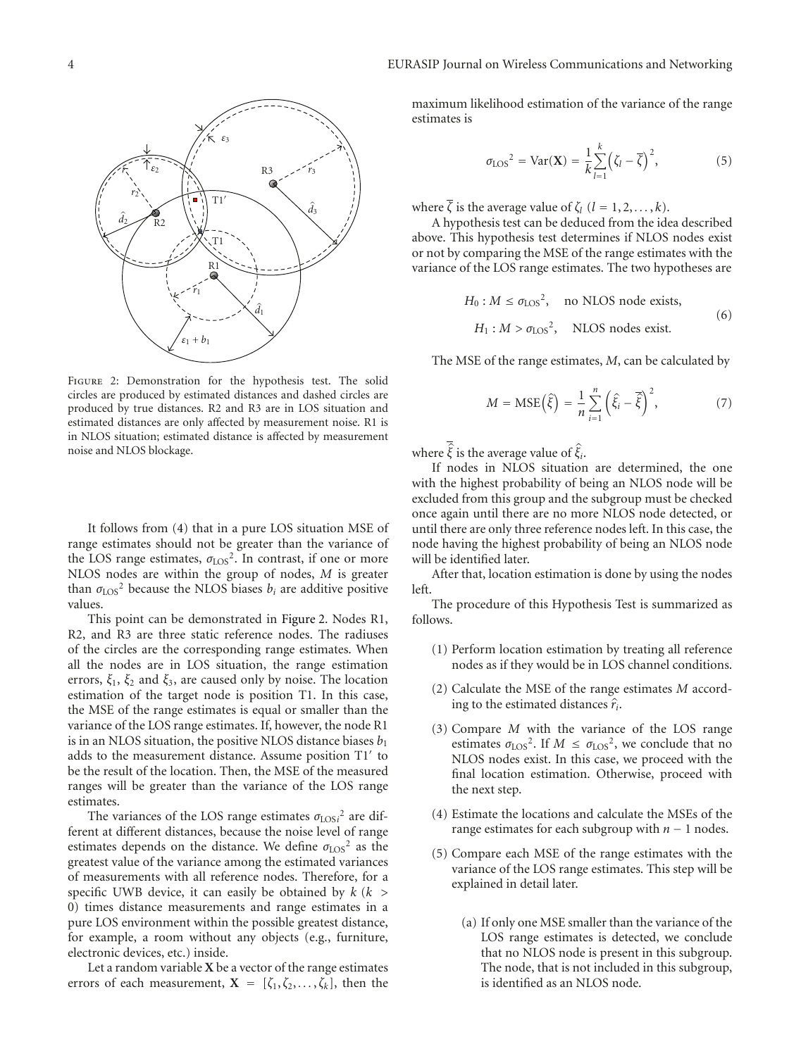Figure 2: Demonstration for the hypothesis test. The solid circles are produced by estimated distances and dashed circles are produced by true distances. R2 and R3 are in LOS situation and estimated distances are only affected by measurement noise. R1 is in NLOS situation; estimated distance is affected by measurement noise and NLOS blockage.

It follows from (4) that in a pure LOS situation MSE of range estimates should not be greater than the variance of the LOS range estimates, ${\sigma_{\text{LOS}}}^2$. In contrast, if one or more NLOS nodes are within the group of nodes, $M$ is greater than ${\sigma_{\text{LOS}}}^2$ because the NLOS biases $b_i$ are additive positive values.

This point can be demonstrated in Figure 2. Nodes R1, R2, and R3 are three static reference nodes. The radiuses of the circles are the corresponding range estimates. When all the nodes are in LOS situation, the range estimation errors, $\xi_1$, $\xi_2$ and $\xi_3$, are caused only by noise. The location estimation of the target node is position T1. In this case, the MSE of the range estimates is equal or smaller than the variance of the LOS range estimates. If, however, the node R1 is in an NLOS situation, the positive NLOS distance biases $b_1$ adds to the measurement distance. Assume position T1′ to be the result of the location. Then, the MSE of the measured ranges will be greater than the variance of the LOS range estimates.

The variances of the LOS range estimates ${\sigma_{\text{LOS}i}}^2$ are different at different distances, because the noise level of range estimates depends on the distance. We define ${\sigma_{\text{LOS}}}^2$ as the greatest value of the variance among the estimated variances of measurements with all reference nodes. Therefore, for a specific UWB device, it can easily be obtained by $k$ ($k > 0$) times distance measurements and range estimates in a pure LOS environment within the possible greatest distance, for example, a room without any objects (e.g., furniture, electronic devices, etc.) inside.

Let a random variable $\mathbf{X}$ be a vector of the range estimates errors of each measurement, $\mathbf{X} = [\zeta_1, \zeta_2, \ldots, \zeta_k]$, then the maximum likelihood estimation of the variance of the range estimates is

$$
{\sigma_{\text{LOS}}}^2 = \text{Var}(\mathbf{X}) = \frac{1}{k}\sum_{l=1}^{k}\left(\zeta_l - \overline{\zeta}\right)^2, \tag{5}
$$

where $\overline{\zeta}$ is the average value of $\zeta_l$ ($l = 1, 2, \ldots, k$).

A hypothesis test can be deduced from the idea described above. This hypothesis test determines if NLOS nodes exist or not by comparing the MSE of the range estimates with the variance of the LOS range estimates. The two hypotheses are

$$
\begin{aligned}
H_0 &: M \leq {\sigma_{\text{LOS}}}^2, \quad \text{no NLOS node exists,} \\
H_1 &: M > {\sigma_{\text{LOS}}}^2, \quad \text{NLOS nodes exist.}
\end{aligned} \tag{6}
$$

The MSE of the range estimates, $M$, can be calculated by

$$
M = \text{MSE}\left(\hat{\xi}\right) = \frac{1}{n}\sum_{i=1}^{n}\left(\hat{\xi}_i - \overline{\hat{\xi}}\right)^2, \tag{7}
$$

where $\overline{\hat{\xi}}$ is the average value of $\hat{\xi}_i$.

If nodes in NLOS situation are determined, the one with the highest probability of being an NLOS node will be excluded from this group and the subgroup must be checked once again until there are no more NLOS node detected, or until there are only three reference nodes left. In this case, the node having the highest probability of being an NLOS node will be identified later.

After that, location estimation is done by using the nodes left.

The procedure of this Hypothesis Test is summarized as follows.

(1) Perform location estimation by treating all reference nodes as if they would be in LOS channel conditions.

(2) Calculate the MSE of the range estimates $M$ according to the estimated distances $\hat{r}_i$.

(3) Compare $M$ with the variance of the LOS range estimates ${\sigma_{\text{LOS}}}^2$. If $M \leq {\sigma_{\text{LOS}}}^2$, we conclude that no NLOS nodes exist. In this case, we proceed with the final location estimation. Otherwise, proceed with the next step.

(4) Estimate the locations and calculate the MSEs of the range estimates for each subgroup with $n - 1$ nodes.

(5) Compare each MSE of the range estimates with the variance of the LOS range estimates. This step will be explained in detail later.

   (a) If only one MSE smaller than the variance of the LOS range estimates is detected, we conclude that no NLOS node is present in this subgroup. The node, that is not included in this subgroup, is identified as an NLOS node.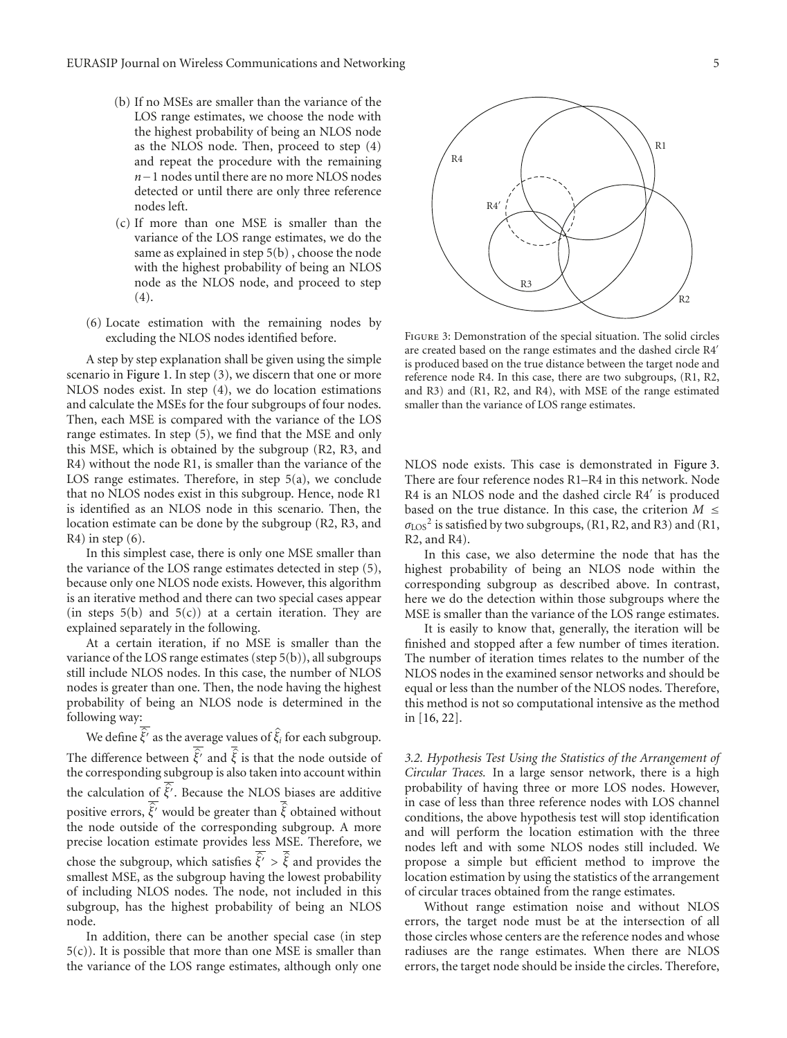(b) If no MSEs are smaller than the variance of the LOS range estimates, we choose the node with the highest probability of being an NLOS node as the NLOS node. Then, proceed to step (4) and repeat the procedure with the remaining $n-1$ nodes until there are no more NLOS nodes detected or until there are only three reference nodes left.

(c) If more than one MSE is smaller than the variance of the LOS range estimates, we do the same as explained in step 5(b), choose the node with the highest probability of being an NLOS node as the NLOS node, and proceed to step (4).

(6) Locate estimation with the remaining nodes by excluding the NLOS nodes identified before.

A step by step explanation shall be given using the simple scenario in Figure 1. In step (3), we discern that one or more NLOS nodes exist. In step (4), we do location estimations and calculate the MSEs for the four subgroups of four nodes. Then, each MSE is compared with the variance of the LOS range estimates. In step (5), we find that the MSE and only this MSE, which is obtained by the subgroup (R2, R3, and R4) without the node R1, is smaller than the variance of the LOS range estimates. Therefore, in step 5(a), we conclude that no NLOS nodes exist in this subgroup. Hence, node R1 is identified as an NLOS node in this scenario. Then, the location estimate can be done by the subgroup (R2, R3, and R4) in step (6).

In this simplest case, there is only one MSE smaller than the variance of the LOS range estimates detected in step (5), because only one NLOS node exists. However, this algorithm is an iterative method and there can two special cases appear (in steps 5(b) and 5(c)) at a certain iteration. They are explained separately in the following.

At a certain iteration, if no MSE is smaller than the variance of the LOS range estimates (step 5(b)), all subgroups still include NLOS nodes. In this case, the number of NLOS nodes is greater than one. Then, the node having the highest probability of being an NLOS node is determined in the following way:

We define $\overline{\hat{\xi}'}$ as the average values of $\hat{\xi}_i$ for each subgroup. The difference between $\overline{\hat{\xi}'}$ and $\overline{\hat{\xi}}$ is that the node outside of the corresponding subgroup is also taken into account within the calculation of $\overline{\hat{\xi}'}$. Because the NLOS biases are additive positive errors, $\overline{\hat{\xi}'}$ would be greater than $\overline{\hat{\xi}}$ obtained without the node outside of the corresponding subgroup. A more precise location estimate provides less MSE. Therefore, we chose the subgroup, which satisfies $\overline{\hat{\xi}'} > \overline{\hat{\xi}}$ and provides the smallest MSE, as the subgroup having the lowest probability of including NLOS nodes. The node, not included in this subgroup, has the highest probability of being an NLOS node.

In addition, there can be another special case (in step 5(c)). It is possible that more than one MSE is smaller than the variance of the LOS range estimates, although only one NLOS node exists. This case is demonstrated in Figure 3. There are four reference nodes R1–R4 in this network. Node R4 is an NLOS node and the dashed circle R4′ is produced based on the true distance. In this case, the criterion $M \leq \sigma_{\text{LOS}}^2$ is satisfied by two subgroups, (R1, R2, and R3) and (R1, R2, and R4).

FIGURE 3: Demonstration of the special situation. The solid circles are created based on the range estimates and the dashed circle R4′ is produced based on the true distance between the target node and reference node R4. In this case, there are two subgroups, (R1, R2, and R3) and (R1, R2, and R4), with MSE of the range estimated smaller than the variance of LOS range estimates.

In this case, we also determine the node that has the highest probability of being an NLOS node within the corresponding subgroup as described above. In contrast, here we do the detection within those subgroups where the MSE is smaller than the variance of the LOS range estimates.

It is easily to know that, generally, the iteration will be finished and stopped after a few number of times iteration. The number of iteration times relates to the number of the NLOS nodes in the examined sensor networks and should be equal or less than the number of the NLOS nodes. Therefore, this method is not so computational intensive as the method in [16, 22].

*3.2. Hypothesis Test Using the Statistics of the Arrangement of Circular Traces.* In a large sensor network, there is a high probability of having three or more LOS nodes. However, in case of less than three reference nodes with LOS channel conditions, the above hypothesis test will stop identification and will perform the location estimation with the three nodes left and with some NLOS nodes still included. We propose a simple but efficient method to improve the location estimation by using the statistics of the arrangement of circular traces obtained from the range estimates.

Without range estimation noise and without NLOS errors, the target node must be at the intersection of all those circles whose centers are the reference nodes and whose radiuses are the range estimates. When there are NLOS errors, the target node should be inside the circles. Therefore,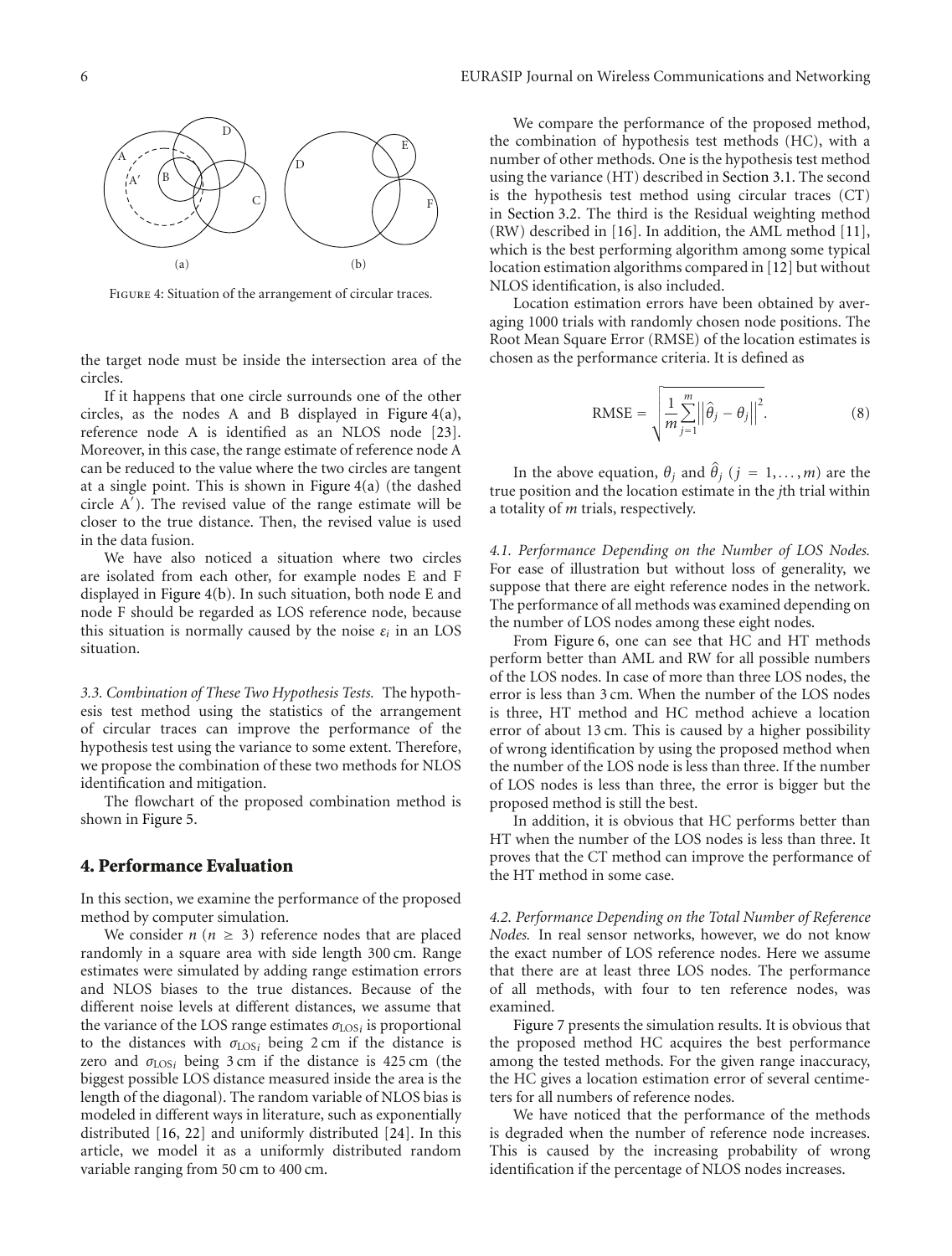Figure 4: Situation of the arrangement of circular traces.

the target node must be inside the intersection area of the circles.

If it happens that one circle surrounds one of the other circles, as the nodes A and B displayed in Figure 4(a), reference node A is identified as an NLOS node [23]. Moreover, in this case, the range estimate of reference node A can be reduced to the value where the two circles are tangent at a single point. This is shown in Figure 4(a) (the dashed circle A′). The revised value of the range estimate will be closer to the true distance. Then, the revised value is used in the data fusion.

We have also noticed a situation where two circles are isolated from each other, for example nodes E and F displayed in Figure 4(b). In such situation, both node E and node F should be regarded as LOS reference node, because this situation is normally caused by the noise $\varepsilon_i$ in an LOS situation.

*3.3. Combination of These Two Hypothesis Tests.* The hypothesis test method using the statistics of the arrangement of circular traces can improve the performance of the hypothesis test using the variance to some extent. Therefore, we propose the combination of these two methods for NLOS identification and mitigation.

The flowchart of the proposed combination method is shown in Figure 5.

## 4. Performance Evaluation

In this section, we examine the performance of the proposed method by computer simulation.

We consider $n$ ($n \geq 3$) reference nodes that are placed randomly in a square area with side length 300 cm. Range estimates were simulated by adding range estimation errors and NLOS biases to the true distances. Because of the different noise levels at different distances, we assume that the variance of the LOS range estimates $\sigma_{\text{LOS}i}$ is proportional to the distances with $\sigma_{\text{LOS}i}$ being 2 cm if the distance is zero and $\sigma_{\text{LOS}i}$ being 3 cm if the distance is 425 cm (the biggest possible LOS distance measured inside the area is the length of the diagonal). The random variable of NLOS bias is modeled in different ways in literature, such as exponentially distributed [16, 22] and uniformly distributed [24]. In this article, we model it as a uniformly distributed random variable ranging from 50 cm to 400 cm.

We compare the performance of the proposed method, the combination of hypothesis test methods (HC), with a number of other methods. One is the hypothesis test method using the variance (HT) described in Section 3.1. The second is the hypothesis test method using circular traces (CT) in Section 3.2. The third is the Residual weighting method (RW) described in [16]. In addition, the AML method [11], which is the best performing algorithm among some typical location estimation algorithms compared in [12] but without NLOS identification, is also included.

Location estimation errors have been obtained by averaging 1000 trials with randomly chosen node positions. The Root Mean Square Error (RMSE) of the location estimates is chosen as the performance criteria. It is defined as

$$\text{RMSE} = \sqrt{\frac{1}{m}\sum_{j=1}^{m}\left\|\hat{\theta}_j - \theta_j\right\|^2}. \tag{8}$$

In the above equation, $\theta_j$ and $\hat{\theta}_j$ ($j = 1, \ldots, m$) are the true position and the location estimate in the $j$th trial within a totality of $m$ trials, respectively.

*4.1. Performance Depending on the Number of LOS Nodes.* For ease of illustration but without loss of generality, we suppose that there are eight reference nodes in the network. The performance of all methods was examined depending on the number of LOS nodes among these eight nodes.

From Figure 6, one can see that HC and HT methods perform better than AML and RW for all possible numbers of the LOS nodes. In case of more than three LOS nodes, the error is less than 3 cm. When the number of the LOS nodes is three, HT method and HC method achieve a location error of about 13 cm. This is caused by a higher possibility of wrong identification by using the proposed method when the number of the LOS node is less than three. If the number of LOS nodes is less than three, the error is bigger but the proposed method is still the best.

In addition, it is obvious that HC performs better than HT when the number of the LOS nodes is less than three. It proves that the CT method can improve the performance of the HT method in some case.

*4.2. Performance Depending on the Total Number of Reference Nodes.* In real sensor networks, however, we do not know the exact number of LOS reference nodes. Here we assume that there are at least three LOS nodes. The performance of all methods, with four to ten reference nodes, was examined.

Figure 7 presents the simulation results. It is obvious that the proposed method HC acquires the best performance among the tested methods. For the given range inaccuracy, the HC gives a location estimation error of several centimeters for all numbers of reference nodes.

We have noticed that the performance of the methods is degraded when the number of reference node increases. This is caused by the increasing probability of wrong identification if the percentage of NLOS nodes increases.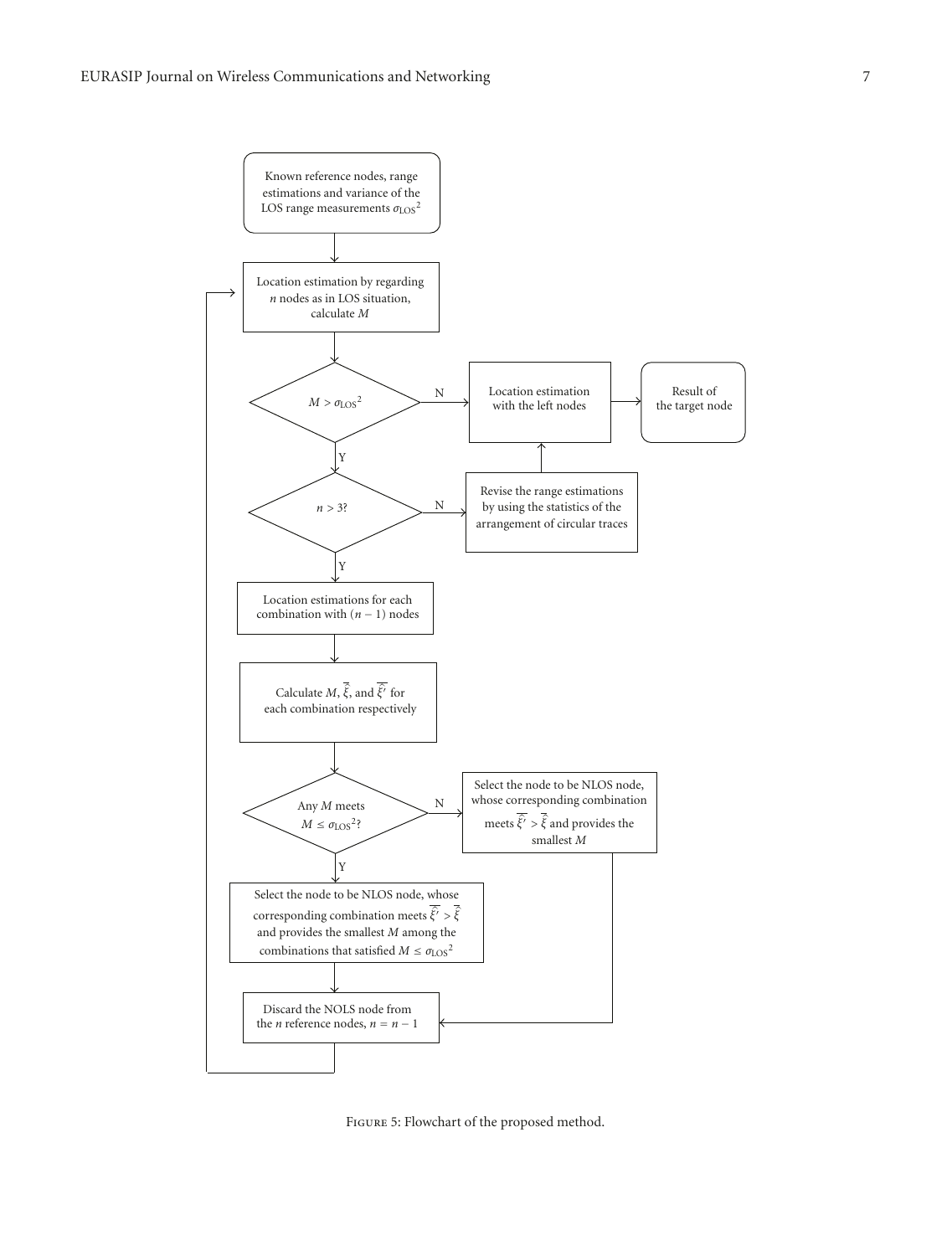Known reference nodes, range estimations and variance of the LOS range measurements $\sigma_{\text{LOS}}^2$

Location estimation by regarding $n$ nodes as in LOS situation, calculate $M$

$M > \sigma_{\text{LOS}}^2$

N

Location estimation with the left nodes

Result of the target node

Y

$n > 3$?

N

Revise the range estimations by using the statistics of the arrangement of circular traces

Y

Location estimations for each combination with $(n-1)$ nodes

Calculate $M$, $\overline{\overline{\xi}}$, and $\overline{\overline{\xi'}}$ for each combination respectively

Any $M$ meets $M \leq \sigma_{\text{LOS}}^2$?

N

Select the node to be NLOS node, whose corresponding combination meets $\overline{\overline{\xi'}} > \overline{\overline{\xi}}$ and provides the smallest $M$

Y

Select the node to be NLOS node, whose corresponding combination meets $\overline{\overline{\xi'}} > \overline{\overline{\xi}}$ and provides the smallest $M$ among the combinations that satisfied $M \leq \sigma_{\text{LOS}}^2$

Discard the NOLS node from the $n$ reference nodes, $n = n - 1$

Figure 5: Flowchart of the proposed method.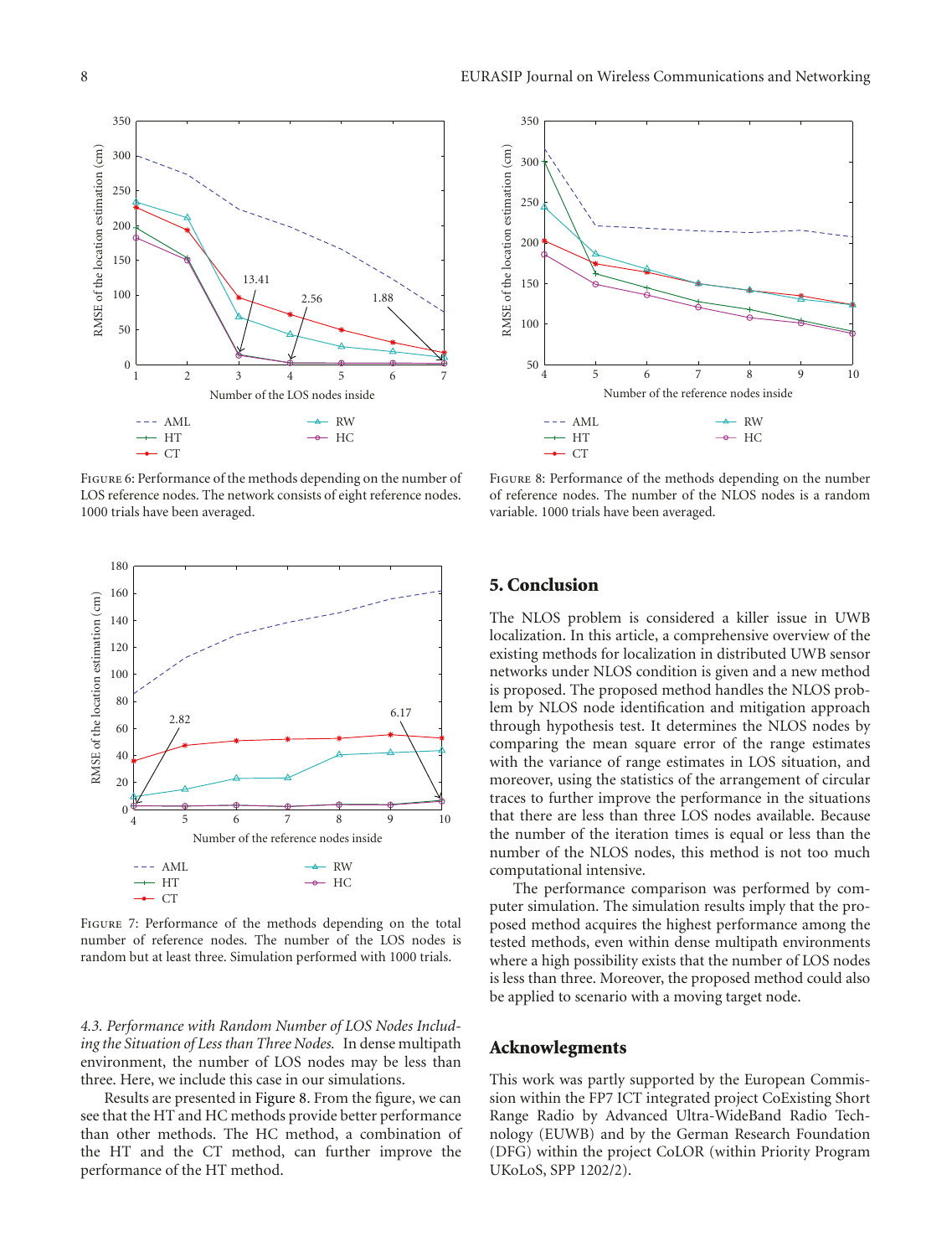Figure 6: Performance of the methods depending on the number of LOS reference nodes. The network consists of eight reference nodes. 1000 trials have been averaged.

Figure 7: Performance of the methods depending on the total number of reference nodes. The number of the LOS nodes is random but at least three. Simulation performed with 1000 trials.

*4.3. Performance with Random Number of LOS Nodes Including the Situation of Less than Three Nodes.* In dense multipath environment, the number of LOS nodes may be less than three. Here, we include this case in our simulations.

Results are presented in Figure 8. From the figure, we can see that the HT and HC methods provide better performance than other methods. The HC method, a combination of the HT and the CT method, can further improve the performance of the HT method.

Figure 8: Performance of the methods depending on the number of reference nodes. The number of the NLOS nodes is a random variable. 1000 trials have been averaged.

## 5. Conclusion

The NLOS problem is considered a killer issue in UWB localization. In this article, a comprehensive overview of the existing methods for localization in distributed UWB sensor networks under NLOS condition is given and a new method is proposed. The proposed method handles the NLOS problem by NLOS node identification and mitigation approach through hypothesis test. It determines the NLOS nodes by comparing the mean square error of the range estimates with the variance of range estimates in LOS situation, and moreover, using the statistics of the arrangement of circular traces to further improve the performance in the situations that there are less than three LOS nodes available. Because the number of the iteration times is equal or less than the number of the NLOS nodes, this method is not too much computational intensive.

The performance comparison was performed by computer simulation. The simulation results imply that the proposed method acquires the highest performance among the tested methods, even within dense multipath environments where a high possibility exists that the number of LOS nodes is less than three. Moreover, the proposed method could also be applied to scenario with a moving target node.

## Acknowlegments

This work was partly supported by the European Commission within the FP7 ICT integrated project CoExisting Short Range Radio by Advanced Ultra-WideBand Radio Technology (EUWB) and by the German Research Foundation (DFG) within the project CoLOR (within Priority Program UKoLoS, SPP 1202/2).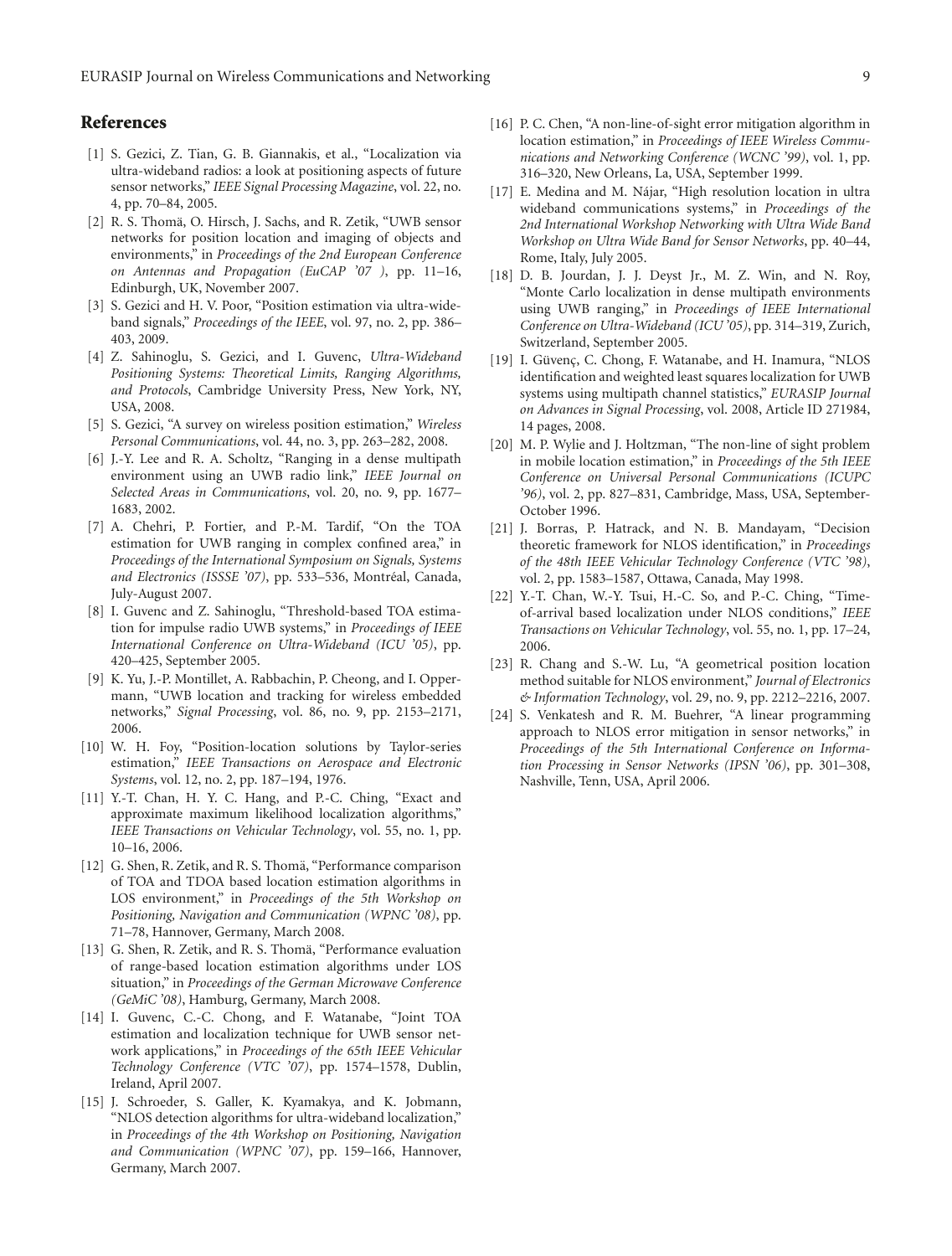## References

[1] S. Gezici, Z. Tian, G. B. Giannakis, et al., "Localization via ultra-wideband radios: a look at positioning aspects of future sensor networks," *IEEE Signal Processing Magazine*, vol. 22, no. 4, pp. 70–84, 2005.

[2] R. S. Thomä, O. Hirsch, J. Sachs, and R. Zetik, "UWB sensor networks for position location and imaging of objects and environments," in *Proceedings of the 2nd European Conference on Antennas and Propagation (EuCAP '07 )*, pp. 11–16, Edinburgh, UK, November 2007.

[3] S. Gezici and H. V. Poor, "Position estimation via ultra-wide-band signals," *Proceedings of the IEEE*, vol. 97, no. 2, pp. 386–403, 2009.

[4] Z. Sahinoglu, S. Gezici, and I. Guvenc, *Ultra-Wideband Positioning Systems: Theoretical Limits, Ranging Algorithms, and Protocols*, Cambridge University Press, New York, NY, USA, 2008.

[5] S. Gezici, "A survey on wireless position estimation," *Wireless Personal Communications*, vol. 44, no. 3, pp. 263–282, 2008.

[6] J.-Y. Lee and R. A. Scholtz, "Ranging in a dense multipath environment using an UWB radio link," *IEEE Journal on Selected Areas in Communications*, vol. 20, no. 9, pp. 1677–1683, 2002.

[7] A. Chehri, P. Fortier, and P.-M. Tardif, "On the TOA estimation for UWB ranging in complex confined area," in *Proceedings of the International Symposium on Signals, Systems and Electronics (ISSSE '07)*, pp. 533–536, Montréal, Canada, July-August 2007.

[8] I. Guvenc and Z. Sahinoglu, "Threshold-based TOA estimation for impulse radio UWB systems," in *Proceedings of IEEE International Conference on Ultra-Wideband (ICU '05)*, pp. 420–425, September 2005.

[9] K. Yu, J.-P. Montillet, A. Rabbachin, P. Cheong, and I. Oppermann, "UWB location and tracking for wireless embedded networks," *Signal Processing*, vol. 86, no. 9, pp. 2153–2171, 2006.

[10] W. H. Foy, "Position-location solutions by Taylor-series estimation," *IEEE Transactions on Aerospace and Electronic Systems*, vol. 12, no. 2, pp. 187–194, 1976.

[11] Y.-T. Chan, H. Y. C. Hang, and P.-C. Ching, "Exact and approximate maximum likelihood localization algorithms," *IEEE Transactions on Vehicular Technology*, vol. 55, no. 1, pp. 10–16, 2006.

[12] G. Shen, R. Zetik, and R. S. Thomä, "Performance comparison of TOA and TDOA based location estimation algorithms in LOS environment," in *Proceedings of the 5th Workshop on Positioning, Navigation and Communication (WPNC '08)*, pp. 71–78, Hannover, Germany, March 2008.

[13] G. Shen, R. Zetik, and R. S. Thomä, "Performance evaluation of range-based location estimation algorithms under LOS situation," in *Proceedings of the German Microwave Conference (GeMiC '08)*, Hamburg, Germany, March 2008.

[14] I. Guvenc, C.-C. Chong, and F. Watanabe, "Joint TOA estimation and localization technique for UWB sensor network applications," in *Proceedings of the 65th IEEE Vehicular Technology Conference (VTC '07)*, pp. 1574–1578, Dublin, Ireland, April 2007.

[15] J. Schroeder, S. Galler, K. Kyamakya, and K. Jobmann, "NLOS detection algorithms for ultra-wideband localization," in *Proceedings of the 4th Workshop on Positioning, Navigation and Communication (WPNC '07)*, pp. 159–166, Hannover, Germany, March 2007.

[16] P. C. Chen, "A non-line-of-sight error mitigation algorithm in location estimation," in *Proceedings of IEEE Wireless Communications and Networking Conference (WCNC '99)*, vol. 1, pp. 316–320, New Orleans, La, USA, September 1999.

[17] E. Medina and M. Nájar, "High resolution location in ultra wideband communications systems," in *Proceedings of the 2nd International Workshop Networking with Ultra Wide Band Workshop on Ultra Wide Band for Sensor Networks*, pp. 40–44, Rome, Italy, July 2005.

[18] D. B. Jourdan, J. J. Deyst Jr., M. Z. Win, and N. Roy, "Monte Carlo localization in dense multipath environments using UWB ranging," in *Proceedings of IEEE International Conference on Ultra-Wideband (ICU '05)*, pp. 314–319, Zurich, Switzerland, September 2005.

[19] I. Güvenç, C. Chong, F. Watanabe, and H. Inamura, "NLOS identification and weighted least squares localization for UWB systems using multipath channel statistics," *EURASIP Journal on Advances in Signal Processing*, vol. 2008, Article ID 271984, 14 pages, 2008.

[20] M. P. Wylie and J. Holtzman, "The non-line of sight problem in mobile location estimation," in *Proceedings of the 5th IEEE Conference on Universal Personal Communications (ICUPC '96)*, vol. 2, pp. 827–831, Cambridge, Mass, USA, September-October 1996.

[21] J. Borras, P. Hatrack, and N. B. Mandayam, "Decision theoretic framework for NLOS identification," in *Proceedings of the 48th IEEE Vehicular Technology Conference (VTC '98)*, vol. 2, pp. 1583–1587, Ottawa, Canada, May 1998.

[22] Y.-T. Chan, W.-Y. Tsui, H.-C. So, and P.-C. Ching, "Time-of-arrival based localization under NLOS conditions," *IEEE Transactions on Vehicular Technology*, vol. 55, no. 1, pp. 17–24, 2006.

[23] R. Chang and S.-W. Lu, "A geometrical position location method suitable for NLOS environment," *Journal of Electronics & Information Technology*, vol. 29, no. 9, pp. 2212–2216, 2007.

[24] S. Venkatesh and R. M. Buehrer, "A linear programming approach to NLOS error mitigation in sensor networks," in *Proceedings of the 5th International Conference on Information Processing in Sensor Networks (IPSN '06)*, pp. 301–308, Nashville, Tenn, USA, April 2006.